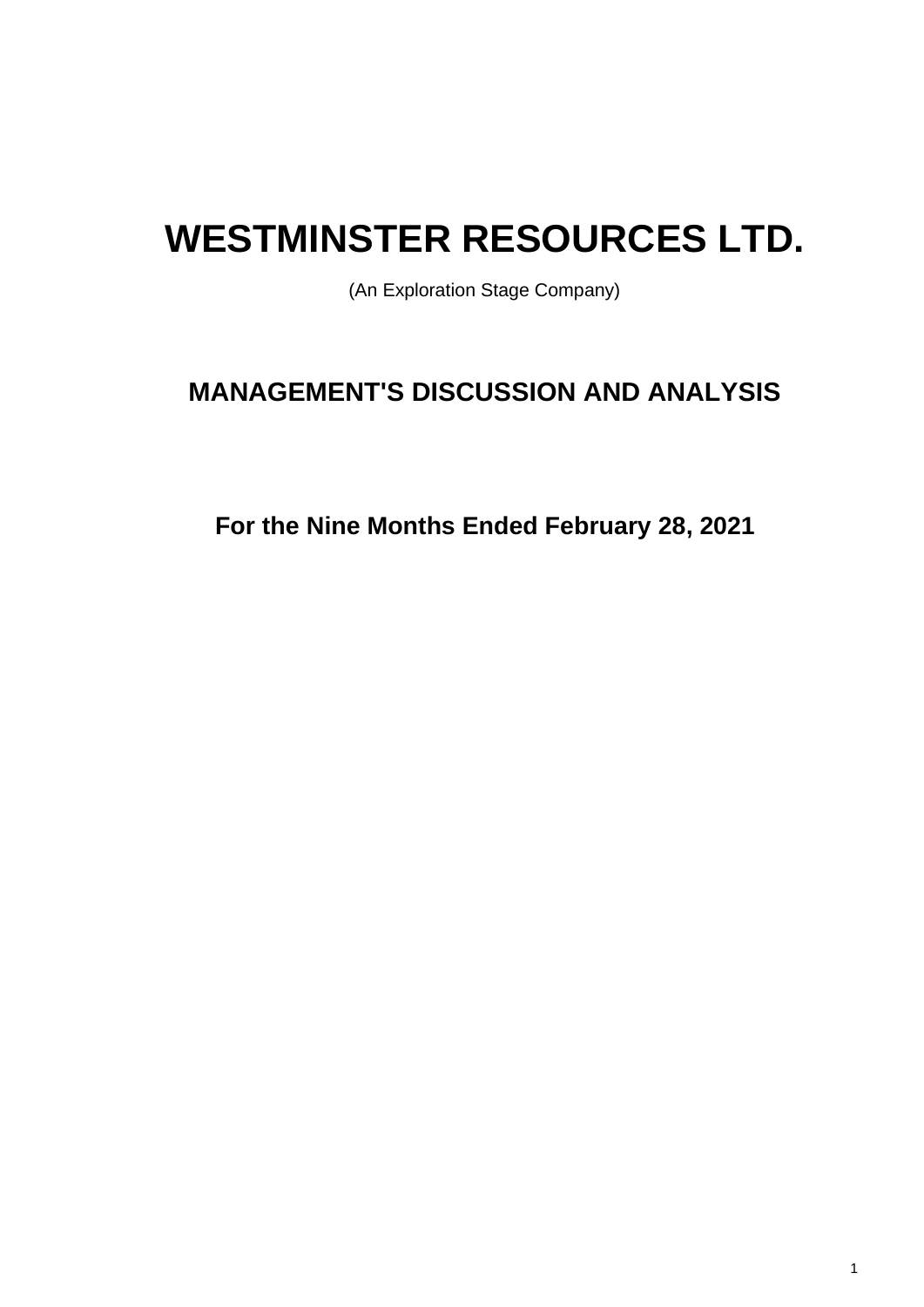# WESTMINSTER RESOURCES LTD.

(An Exploration Stage Company)

## MANAGEMENT'S DISCUSSION AND ANALYSIS

### For the Nine Months Ended February 28, 2021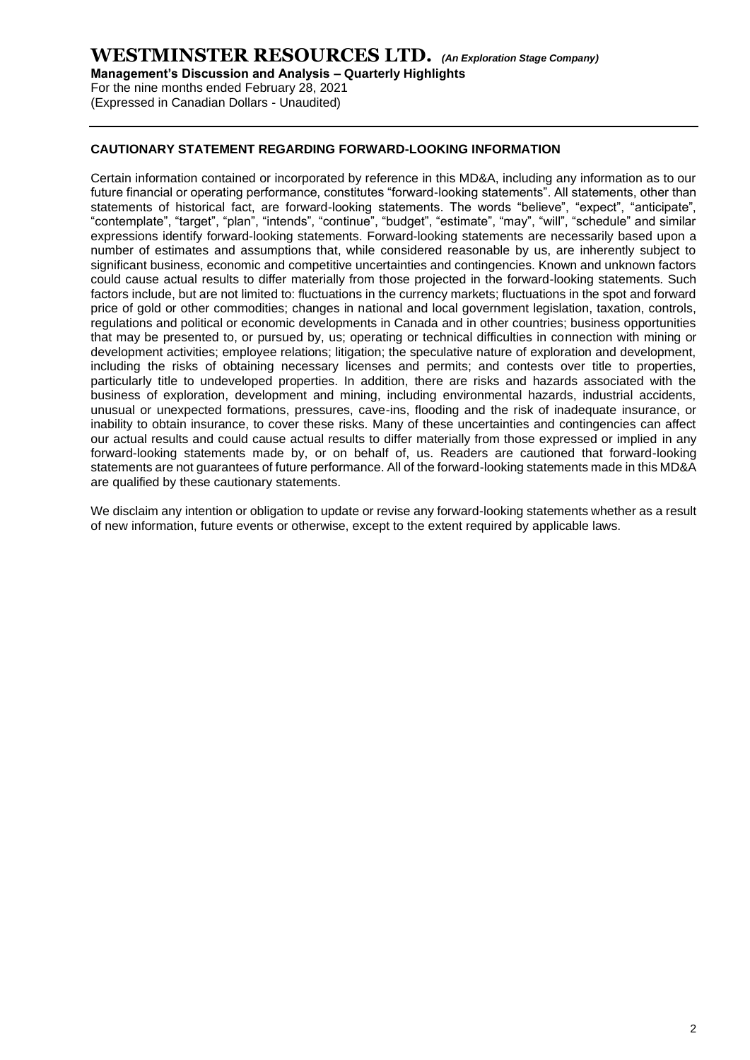## CAUTIONARY STATEMENT REGARDING FORWARD-LOOKING INFORMATION

Certain information contained or incorporated by reference in this MD&A, including any information as to our future financial or operating performance, constitutes "forward-looking statements". All statements, other than statements of historical fact, are forward-looking statements. The words "believe", "expect", "anticipate", "contemplate", "target", "plan", "intends", "continue", "budget", "estimate", "may", "will", "schedule" and similar expressions identify forward-looking statements. Forward-looking statements are necessarily based upon a number of estimates and assumptions that, while considered reasonable by us, are inherently subject to significant business, economic and competitive uncertainties and contingencies. Known and unknown factors could cause actual results to differ materially from those projected in the forward-looking statements. Such factors include, but are not limited to: fluctuations in the currency markets; fluctuations in the spot and forward price of gold or other commodities; changes in national and local government legislation, taxation, controls, regulations and political or economic developments in Canada and in other countries; business opportunities that may be presented to, or pursued by, us; operating or technical difficulties in connection with mining or development activities; employee relations; litigation; the speculative nature of exploration and development, including the risks of obtaining necessary licenses and permits; and contests over title to properties, particularly title to undeveloped properties. In addition, there are risks and hazards associated with the business of exploration, development and mining, including environmental hazards, industrial accidents, unusual or unexpected formations, pressures, cave-ins, flooding and the risk of inadequate insurance, or inability to obtain insurance, to cover these risks. Many of these uncertainties and contingencies can affect our actual results and could cause actual results to differ materially from those expressed or implied in any forward-looking statements made by, or on behalf of, us. Readers are cautioned that forward-looking statements are not guarantees of future performance. All of the forward-looking statements made in this MD&A are qualified by these cautionary statements.

We disclaim any intention or obligation to update or revise any forward-looking statements whether as a result of new information, future events or otherwise, except to the extent required by applicable laws.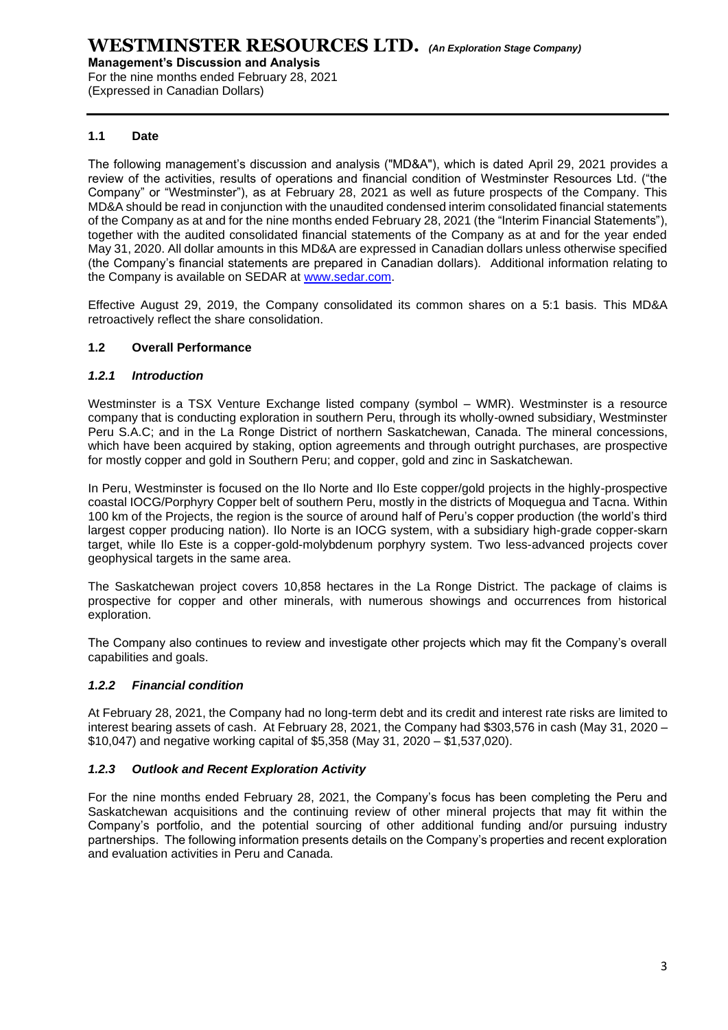## 1.1 Date

The following management's discussion and analysis ("MD&A"), which is dated April 29, 2021 provides a review of the activities, results of operations and financial condition of Westminster Resources Ltd. ("the Company" or "Westminster"), as at February 28, 2021 as well as future prospects of the Company. This MD&A should be read in conjunction with the unaudited condensed interim consolidated financial statements of the Company as at and for the nine months ended February 28, 2021 (the "Interim Financial Statements"), together with the audited consolidated financial statements of the Company as at and for the year ended May 31, 2020. All dollar amounts in this MD&A are expressed in Canadian dollars unless otherwise specified (the Company's financial statements are prepared in Canadian dollars). Additional information relating to the Company is available on SEDAR at www.sedar.com.

Effective August 29, 2019, the Company consolidated its common shares on a 5:1 basis. This MD&A retroactively reflect the share consolidation.

## 1.2 Overall Performance

### *1.2.1 Introduction*

Westminster is a TSX Venture Exchange listed company (symbol – WMR). Westminster is a resource company that is conducting exploration in southern Peru, through its wholly-owned subsidiary, Westminster Peru S.A.C; and in the La Ronge District of northern Saskatchewan, Canada. The mineral concessions, which have been acquired by staking, option agreements and through outright purchases, are prospective for mostly copper and gold in Southern Peru; and copper, gold and zinc in Saskatchewan.

In Peru, Westminster is focused on the Ilo Norte and Ilo Este copper/gold projects in the highly-prospective coastal IOCG/Porphyry Copper belt of southern Peru, mostly in the districts of Moquegua and Tacna. Within 100 km of the Projects, the region is the source of around half of Peru's copper production (the world's third largest copper producing nation). Ilo Norte is an IOCG system, with a subsidiary high-grade copper-skarn target, while Ilo Este is a copper-gold-molybdenum porphyry system. Two less-advanced projects cover geophysical targets in the same area.

The Saskatchewan project covers 10,858 hectares in the La Ronge District. The package of claims is prospective for copper and other minerals, with numerous showings and occurrences from historical exploration.

The Company also continues to review and investigate other projects which may fit the Company's overall capabilities and goals.

### *1.2.2 Financial condition*

At February 28, 2021, the Company had no long-term debt and its credit and interest rate risks are limited to interest bearing assets of cash. At February 28, 2021, the Company had $303,576 in cash (May 31, 2020 – $10,047) and negative working capital of $5,358 (May 31, 2020 – $1,537,020).

### *1.2.3 Outlook and Recent Exploration Activity*

For the nine months ended February 28, 2021, the Company's focus has been completing the Peru and Saskatchewan acquisitions and the continuing review of other mineral projects that may fit within the Company's portfolio, and the potential sourcing of other additional funding and/or pursuing industry partnerships. The following information presents details on the Company's properties and recent exploration and evaluation activities in Peru and Canada.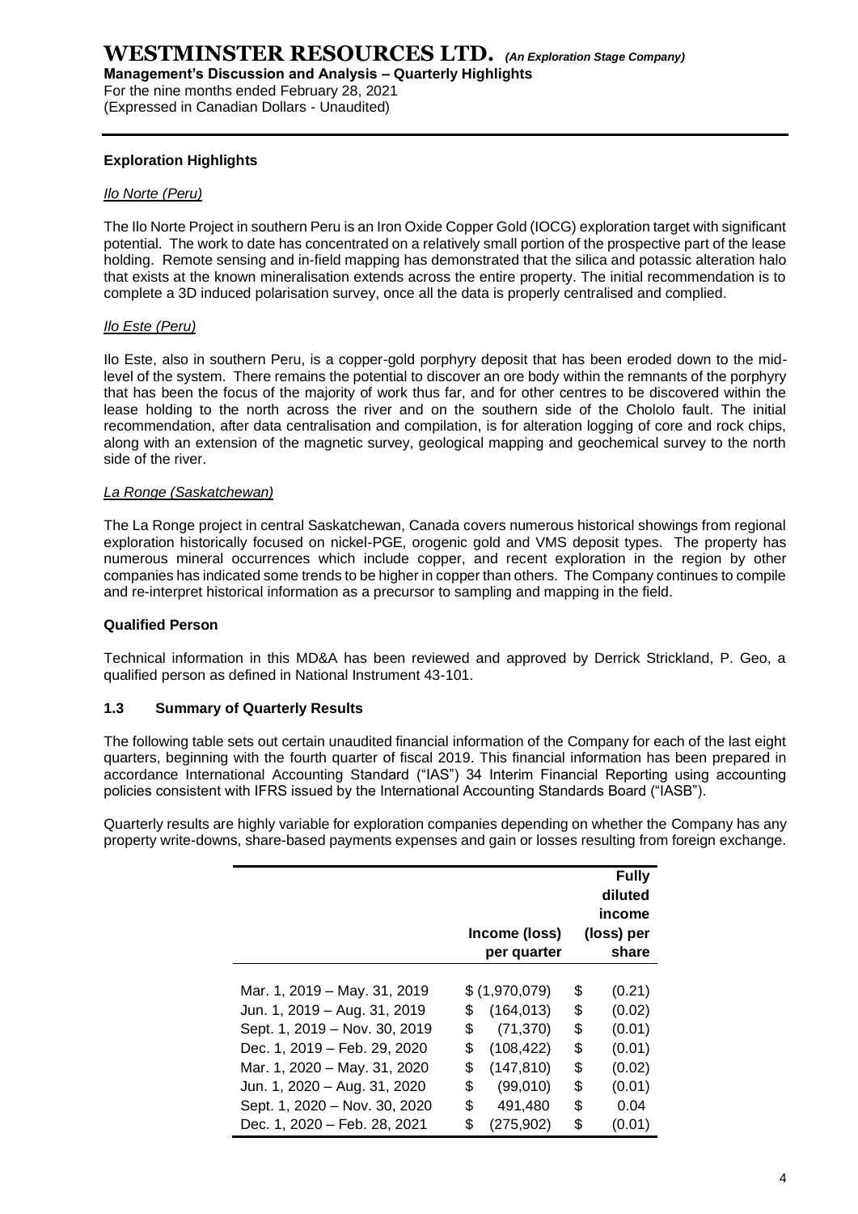### Exploration Highlights

*Ilo Norte (Peru)*

The Ilo Norte Project in southern Peru is an Iron Oxide Copper Gold (IOCG) exploration target with significant potential. The work to date has concentrated on a relatively small portion of the prospective part of the lease holding. Remote sensing and in-field mapping has demonstrated that the silica and potassic alteration halo that exists at the known mineralisation extends across the entire property. The initial recommendation is to complete a 3D induced polarisation survey, once all the data is properly centralised and complied.

*Ilo Este (Peru)*

Ilo Este, also in southern Peru, is a copper-gold porphyry deposit that has been eroded down to the mid-level of the system. There remains the potential to discover an ore body within the remnants of the porphyry that has been the focus of the majority of work thus far, and for other centres to be discovered within the lease holding to the north across the river and on the southern side of the Chololo fault. The initial recommendation, after data centralisation and compilation, is for alteration logging of core and rock chips, along with an extension of the magnetic survey, geological mapping and geochemical survey to the north side of the river.

*La Ronge (Saskatchewan)*

The La Ronge project in central Saskatchewan, Canada covers numerous historical showings from regional exploration historically focused on nickel-PGE, orogenic gold and VMS deposit types. The property has numerous mineral occurrences which include copper, and recent exploration in the region by other companies has indicated some trends to be higher in copper than others. The Company continues to compile and re-interpret historical information as a precursor to sampling and mapping in the field.

### Qualified Person

Technical information in this MD&A has been reviewed and approved by Derrick Strickland, P. Geo, a qualified person as defined in National Instrument 43-101.

### 1.3 Summary of Quarterly Results

The following table sets out certain unaudited financial information of the Company for each of the last eight quarters, beginning with the fourth quarter of fiscal 2019. This financial information has been prepared in accordance International Accounting Standard ("IAS") 34 Interim Financial Reporting using accounting policies consistent with IFRS issued by the International Accounting Standards Board ("IASB").

Quarterly results are highly variable for exploration companies depending on whether the Company has any property write-downs, share-based payments expenses and gain or losses resulting from foreign exchange.

| | Income (loss) per quarter | Fully diluted income (loss) per share |
|---|---|---|
| Mar. 1, 2019 – May. 31, 2019 | $ (1,970,079) | $ (0.21) |
| Jun. 1, 2019 – Aug. 31, 2019 | $ (164,013) | $ (0.02) |
| Sept. 1, 2019 – Nov. 30, 2019 | $ (71,370) | $ (0.01) |
| Dec. 1, 2019 – Feb. 29, 2020 | $ (108,422) | $ (0.01) |
| Mar. 1, 2020 – May. 31, 2020 | $ (147,810) | $ (0.02) |
| Jun. 1, 2020 – Aug. 31, 2020 | $ (99,010) | $ (0.01) |
| Sept. 1, 2020 – Nov. 30, 2020 | $ 491,480 | $ 0.04 |
| Dec. 1, 2020 – Feb. 28, 2021 | $ (275,902) | $ (0.01) |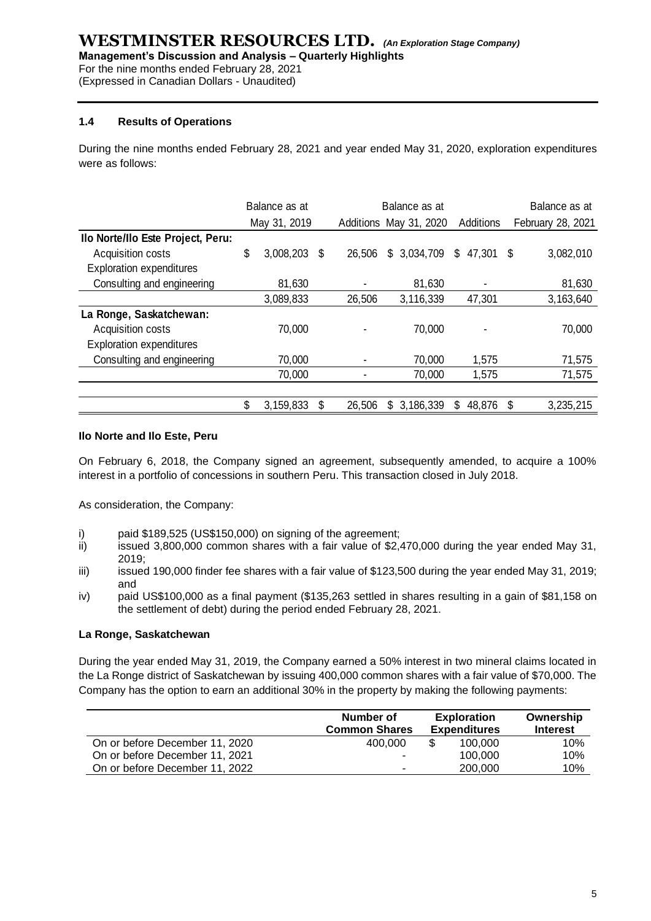### 1.4 Results of Operations

During the nine months ended February 28, 2021 and year ended May 31, 2020, exploration expenditures were as follows:

| | Balance as at May 31, 2019 | Additions | Balance as at May 31, 2020 | Additions | Balance as at February 28, 2021 |
|---|---|---|---|---|---|
| **Ilo Norte/Ilo Este Project, Peru:** | | | | | |
| Acquisition costs | $ 3,008,203 | $ 26,506 | $ 3,034,709 | $ 47,301 | $ 3,082,010 |
| Exploration expenditures | | | | | |
| Consulting and engineering | 81,630 | - | 81,630 | - | 81,630 |
| | 3,089,833 | 26,506 | 3,116,339 | 47,301 | 3,163,640 |
| **La Ronge, Saskatchewan:** | | | | | |
| Acquisition costs | 70,000 | - | 70,000 | - | 70,000 |
| Exploration expenditures | | | | | |
| Consulting and engineering | 70,000 | - | 70,000 | 1,575 | 71,575 |
| | 70,000 | - | 70,000 | 1,575 | 71,575 |
| | $ 3,159,833 | $ 26,506 | $ 3,186,339 | $ 48,876 | $ 3,235,215 |

**Ilo Norte and Ilo Este, Peru**

On February 6, 2018, the Company signed an agreement, subsequently amended, to acquire a 100% interest in a portfolio of concessions in southern Peru. This transaction closed in July 2018.

As consideration, the Company:

i) paid $189,525 (US$150,000) on signing of the agreement;
ii) issued 3,800,000 common shares with a fair value of $2,470,000 during the year ended May 31, 2019;
iii) issued 190,000 finder fee shares with a fair value of $123,500 during the year ended May 31, 2019; and
iv) paid US$100,000 as a final payment ($135,263 settled in shares resulting in a gain of $81,158 on the settlement of debt) during the period ended February 28, 2021.

**La Ronge, Saskatchewan**

During the year ended May 31, 2019, the Company earned a 50% interest in two mineral claims located in the La Ronge district of Saskatchewan by issuing 400,000 common shares with a fair value of $70,000. The Company has the option to earn an additional 30% in the property by making the following payments:

| | Number of Common Shares | Exploration Expenditures | Ownership Interest |
|---|---|---|---|
| On or before December 11, 2020 | 400,000 | $ 100,000 | 10% |
| On or before December 11, 2021 | - | 100,000 | 10% |
| On or before December 11, 2022 | - | 200,000 | 10% |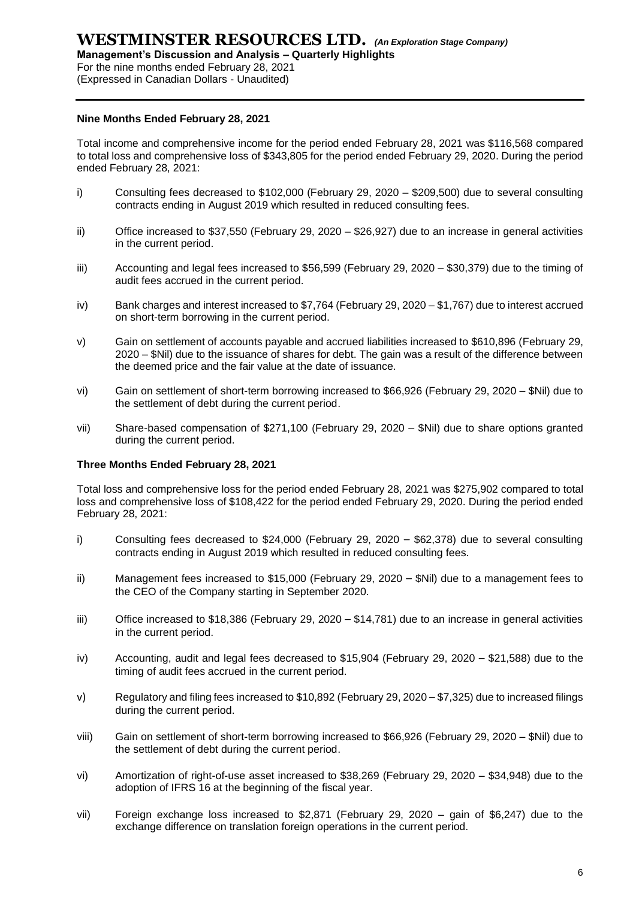### Nine Months Ended February 28, 2021

Total income and comprehensive income for the period ended February 28, 2021 was $116,568 compared to total loss and comprehensive loss of $343,805 for the period ended February 29, 2020. During the period ended February 28, 2021:

i) Consulting fees decreased to $102,000 (February 29, 2020 – $209,500) due to several consulting contracts ending in August 2019 which resulted in reduced consulting fees.

ii) Office increased to $37,550 (February 29, 2020 – $26,927) due to an increase in general activities in the current period.

iii) Accounting and legal fees increased to $56,599 (February 29, 2020 – $30,379) due to the timing of audit fees accrued in the current period.

iv) Bank charges and interest increased to $7,764 (February 29, 2020 – $1,767) due to interest accrued on short-term borrowing in the current period.

v) Gain on settlement of accounts payable and accrued liabilities increased to $610,896 (February 29, 2020 – $Nil) due to the issuance of shares for debt. The gain was a result of the difference between the deemed price and the fair value at the date of issuance.

vi) Gain on settlement of short-term borrowing increased to $66,926 (February 29, 2020 – $Nil) due to the settlement of debt during the current period.

vii) Share-based compensation of $271,100 (February 29, 2020 – $Nil) due to share options granted during the current period.

### Three Months Ended February 28, 2021

Total loss and comprehensive loss for the period ended February 28, 2021 was $275,902 compared to total loss and comprehensive loss of $108,422 for the period ended February 29, 2020. During the period ended February 28, 2021:

i) Consulting fees decreased to $24,000 (February 29, 2020 – $62,378) due to several consulting contracts ending in August 2019 which resulted in reduced consulting fees.

ii) Management fees increased to $15,000 (February 29, 2020 – $Nil) due to a management fees to the CEO of the Company starting in September 2020.

iii) Office increased to $18,386 (February 29, 2020 – $14,781) due to an increase in general activities in the current period.

iv) Accounting, audit and legal fees decreased to $15,904 (February 29, 2020 – $21,588) due to the timing of audit fees accrued in the current period.

v) Regulatory and filing fees increased to $10,892 (February 29, 2020 – $7,325) due to increased filings during the current period.

viii) Gain on settlement of short-term borrowing increased to $66,926 (February 29, 2020 – $Nil) due to the settlement of debt during the current period.

vi) Amortization of right-of-use asset increased to $38,269 (February 29, 2020 – $34,948) due to the adoption of IFRS 16 at the beginning of the fiscal year.

vii) Foreign exchange loss increased to $2,871 (February 29, 2020 – gain of $6,247) due to the exchange difference on translation foreign operations in the current period.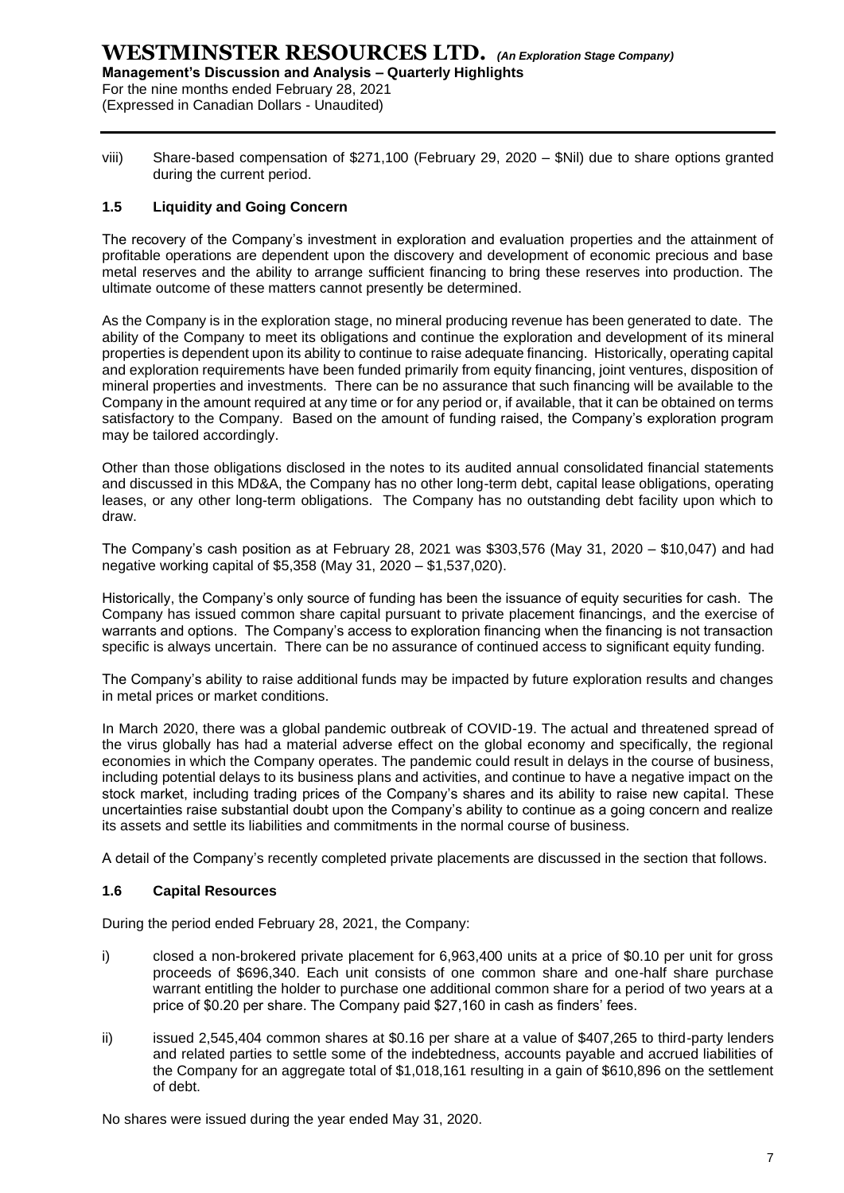viii) Share-based compensation of $271,100 (February 29, 2020 – $Nil) due to share options granted during the current period.

### 1.5 Liquidity and Going Concern

The recovery of the Company's investment in exploration and evaluation properties and the attainment of profitable operations are dependent upon the discovery and development of economic precious and base metal reserves and the ability to arrange sufficient financing to bring these reserves into production. The ultimate outcome of these matters cannot presently be determined.

As the Company is in the exploration stage, no mineral producing revenue has been generated to date. The ability of the Company to meet its obligations and continue the exploration and development of its mineral properties is dependent upon its ability to continue to raise adequate financing. Historically, operating capital and exploration requirements have been funded primarily from equity financing, joint ventures, disposition of mineral properties and investments. There can be no assurance that such financing will be available to the Company in the amount required at any time or for any period or, if available, that it can be obtained on terms satisfactory to the Company. Based on the amount of funding raised, the Company's exploration program may be tailored accordingly.

Other than those obligations disclosed in the notes to its audited annual consolidated financial statements and discussed in this MD&A, the Company has no other long-term debt, capital lease obligations, operating leases, or any other long-term obligations. The Company has no outstanding debt facility upon which to draw.

The Company's cash position as at February 28, 2021 was $303,576 (May 31, 2020 – $10,047) and had negative working capital of $5,358 (May 31, 2020 – $1,537,020).

Historically, the Company's only source of funding has been the issuance of equity securities for cash. The Company has issued common share capital pursuant to private placement financings, and the exercise of warrants and options. The Company's access to exploration financing when the financing is not transaction specific is always uncertain. There can be no assurance of continued access to significant equity funding.

The Company's ability to raise additional funds may be impacted by future exploration results and changes in metal prices or market conditions.

In March 2020, there was a global pandemic outbreak of COVID-19. The actual and threatened spread of the virus globally has had a material adverse effect on the global economy and specifically, the regional economies in which the Company operates. The pandemic could result in delays in the course of business, including potential delays to its business plans and activities, and continue to have a negative impact on the stock market, including trading prices of the Company's shares and its ability to raise new capital. These uncertainties raise substantial doubt upon the Company's ability to continue as a going concern and realize its assets and settle its liabilities and commitments in the normal course of business.

A detail of the Company's recently completed private placements are discussed in the section that follows.

### 1.6 Capital Resources

During the period ended February 28, 2021, the Company:

i) closed a non-brokered private placement for 6,963,400 units at a price of $0.10 per unit for gross proceeds of $696,340. Each unit consists of one common share and one-half share purchase warrant entitling the holder to purchase one additional common share for a period of two years at a price of $0.20 per share. The Company paid $27,160 in cash as finders' fees.

ii) issued 2,545,404 common shares at $0.16 per share at a value of $407,265 to third-party lenders and related parties to settle some of the indebtedness, accounts payable and accrued liabilities of the Company for an aggregate total of $1,018,161 resulting in a gain of $610,896 on the settlement of debt.

No shares were issued during the year ended May 31, 2020.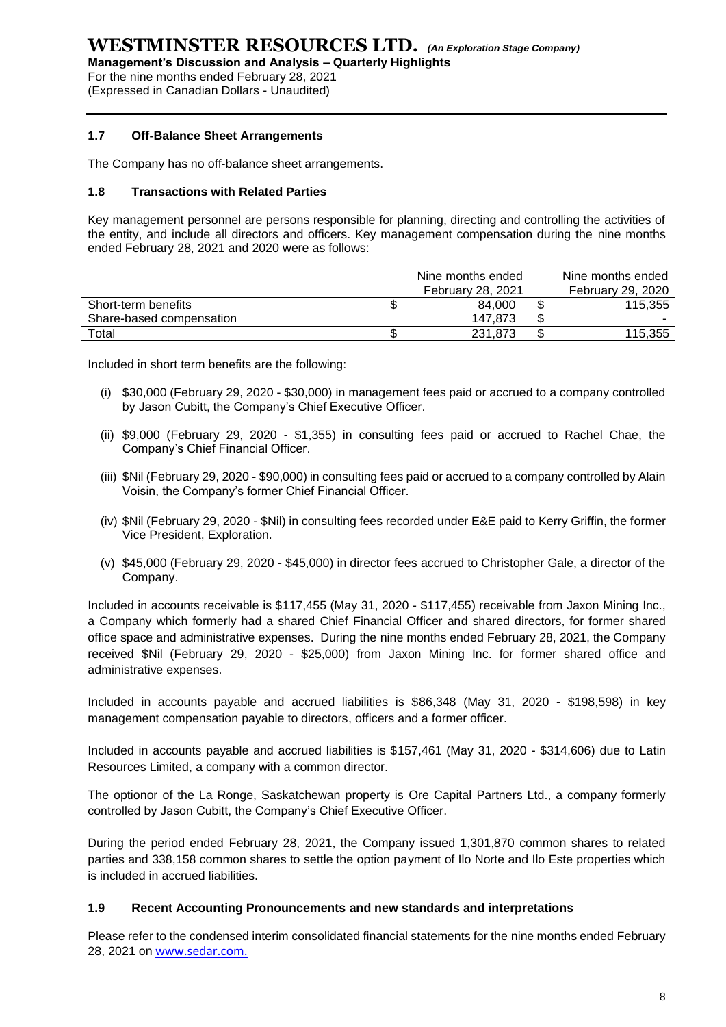### 1.7 Off-Balance Sheet Arrangements

The Company has no off-balance sheet arrangements.

### 1.8 Transactions with Related Parties

Key management personnel are persons responsible for planning, directing and controlling the activities of the entity, and include all directors and officers. Key management compensation during the nine months ended February 28, 2021 and 2020 were as follows:

| | Nine months ended February 28, 2021 | Nine months ended February 29, 2020 |
|---|---|---|
| Short-term benefits | $ 84,000 | $ 115,355 |
| Share-based compensation | 147,873 | $ - |
| Total | $ 231,873 | $ 115,355 |

Included in short term benefits are the following:

(i) $30,000 (February 29, 2020 - $30,000) in management fees paid or accrued to a company controlled by Jason Cubitt, the Company's Chief Executive Officer.

(ii) $9,000 (February 29, 2020 - $1,355) in consulting fees paid or accrued to Rachel Chae, the Company's Chief Financial Officer.

(iii) $Nil (February 29, 2020 - $90,000) in consulting fees paid or accrued to a company controlled by Alain Voisin, the Company's former Chief Financial Officer.

(iv) $Nil (February 29, 2020 - $Nil) in consulting fees recorded under E&E paid to Kerry Griffin, the former Vice President, Exploration.

(v) $45,000 (February 29, 2020 - $45,000) in director fees accrued to Christopher Gale, a director of the Company.

Included in accounts receivable is $117,455 (May 31, 2020 - $117,455) receivable from Jaxon Mining Inc., a Company which formerly had a shared Chief Financial Officer and shared directors, for former shared office space and administrative expenses. During the nine months ended February 28, 2021, the Company received $Nil (February 29, 2020 - $25,000) from Jaxon Mining Inc. for former shared office and administrative expenses.

Included in accounts payable and accrued liabilities is $86,348 (May 31, 2020 - $198,598) in key management compensation payable to directors, officers and a former officer.

Included in accounts payable and accrued liabilities is $157,461 (May 31, 2020 - $314,606) due to Latin Resources Limited, a company with a common director.

The optionor of the La Ronge, Saskatchewan property is Ore Capital Partners Ltd., a company formerly controlled by Jason Cubitt, the Company's Chief Executive Officer.

During the period ended February 28, 2021, the Company issued 1,301,870 common shares to related parties and 338,158 common shares to settle the option payment of Ilo Norte and Ilo Este properties which is included in accrued liabilities.

### 1.9 Recent Accounting Pronouncements and new standards and interpretations

Please refer to the condensed interim consolidated financial statements for the nine months ended February 28, 2021 on www.sedar.com.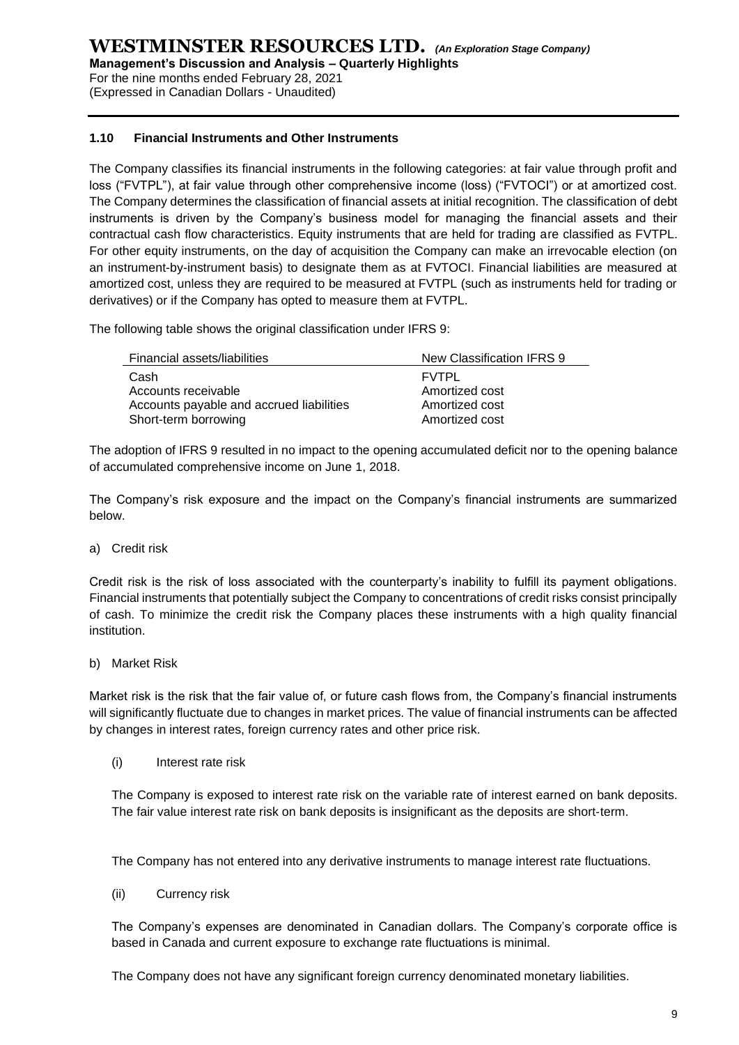### 1.10 Financial Instruments and Other Instruments

The Company classifies its financial instruments in the following categories: at fair value through profit and loss ("FVTPL"), at fair value through other comprehensive income (loss) ("FVTOCI") or at amortized cost. The Company determines the classification of financial assets at initial recognition. The classification of debt instruments is driven by the Company's business model for managing the financial assets and their contractual cash flow characteristics. Equity instruments that are held for trading are classified as FVTPL. For other equity instruments, on the day of acquisition the Company can make an irrevocable election (on an instrument-by-instrument basis) to designate them as at FVTOCI. Financial liabilities are measured at amortized cost, unless they are required to be measured at FVTPL (such as instruments held for trading or derivatives) or if the Company has opted to measure them at FVTPL.

The following table shows the original classification under IFRS 9:

| Financial assets/liabilities | New Classification IFRS 9 |
|---|---|
| Cash | FVTPL |
| Accounts receivable | Amortized cost |
| Accounts payable and accrued liabilities | Amortized cost |
| Short-term borrowing | Amortized cost |

The adoption of IFRS 9 resulted in no impact to the opening accumulated deficit nor to the opening balance of accumulated comprehensive income on June 1, 2018.

The Company's risk exposure and the impact on the Company's financial instruments are summarized below.

a) Credit risk

Credit risk is the risk of loss associated with the counterparty's inability to fulfill its payment obligations. Financial instruments that potentially subject the Company to concentrations of credit risks consist principally of cash. To minimize the credit risk the Company places these instruments with a high quality financial institution.

b) Market Risk

Market risk is the risk that the fair value of, or future cash flows from, the Company's financial instruments will significantly fluctuate due to changes in market prices. The value of financial instruments can be affected by changes in interest rates, foreign currency rates and other price risk.

(i) Interest rate risk

The Company is exposed to interest rate risk on the variable rate of interest earned on bank deposits. The fair value interest rate risk on bank deposits is insignificant as the deposits are short-term.

The Company has not entered into any derivative instruments to manage interest rate fluctuations.

(ii) Currency risk

The Company's expenses are denominated in Canadian dollars. The Company's corporate office is based in Canada and current exposure to exchange rate fluctuations is minimal.

The Company does not have any significant foreign currency denominated monetary liabilities.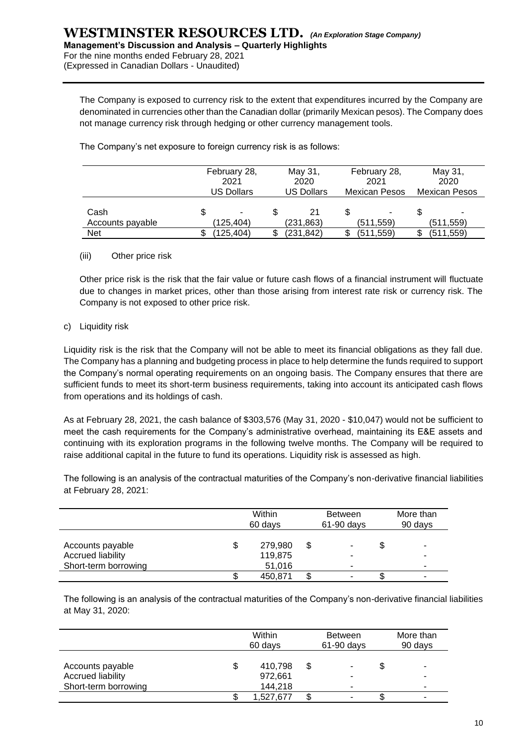The Company is exposed to currency risk to the extent that expenditures incurred by the Company are denominated in currencies other than the Canadian dollar (primarily Mexican pesos). The Company does not manage currency risk through hedging or other currency management tools.

The Company's net exposure to foreign currency risk is as follows:

| | February 28, 2021 US Dollars | May 31, 2020 US Dollars | February 28, 2021 Mexican Pesos | May 31, 2020 Mexican Pesos |
|---|---|---|---|---|
| Cash | $ - | $ 21 | $ - | $ - |
| Accounts payable | (125,404) | (231,863) | (511,559) | (511,559) |
| Net | $ (125,404) | $ (231,842) | $ (511,559) | $ (511,559) |

(iii) Other price risk

Other price risk is the risk that the fair value or future cash flows of a financial instrument will fluctuate due to changes in market prices, other than those arising from interest rate risk or currency risk. The Company is not exposed to other price risk.

c) Liquidity risk

Liquidity risk is the risk that the Company will not be able to meet its financial obligations as they fall due. The Company has a planning and budgeting process in place to help determine the funds required to support the Company's normal operating requirements on an ongoing basis. The Company ensures that there are sufficient funds to meet its short-term business requirements, taking into account its anticipated cash flows from operations and its holdings of cash.

As at February 28, 2021, the cash balance of $303,576 (May 31, 2020 - $10,047) would not be sufficient to meet the cash requirements for the Company's administrative overhead, maintaining its E&E assets and continuing with its exploration programs in the following twelve months. The Company will be required to raise additional capital in the future to fund its operations. Liquidity risk is assessed as high.

The following is an analysis of the contractual maturities of the Company's non-derivative financial liabilities at February 28, 2021:

| | Within 60 days | Between 61-90 days | More than 90 days |
|---|---|---|---|
| Accounts payable | $ 279,980 | $ - | $ - |
| Accrued liability | 119,875 | - | - |
| Short-term borrowing | 51,016 | - | - |
| | $ 450,871 | $ - | $ - |

The following is an analysis of the contractual maturities of the Company's non-derivative financial liabilities at May 31, 2020:

| | Within 60 days | Between 61-90 days | More than 90 days |
|---|---|---|---|
| Accounts payable | $ 410,798 | $ - | $ - |
| Accrued liability | 972,661 | - | - |
| Short-term borrowing | 144,218 | - | - |
| | $ 1,527,677 | $ - | $ - |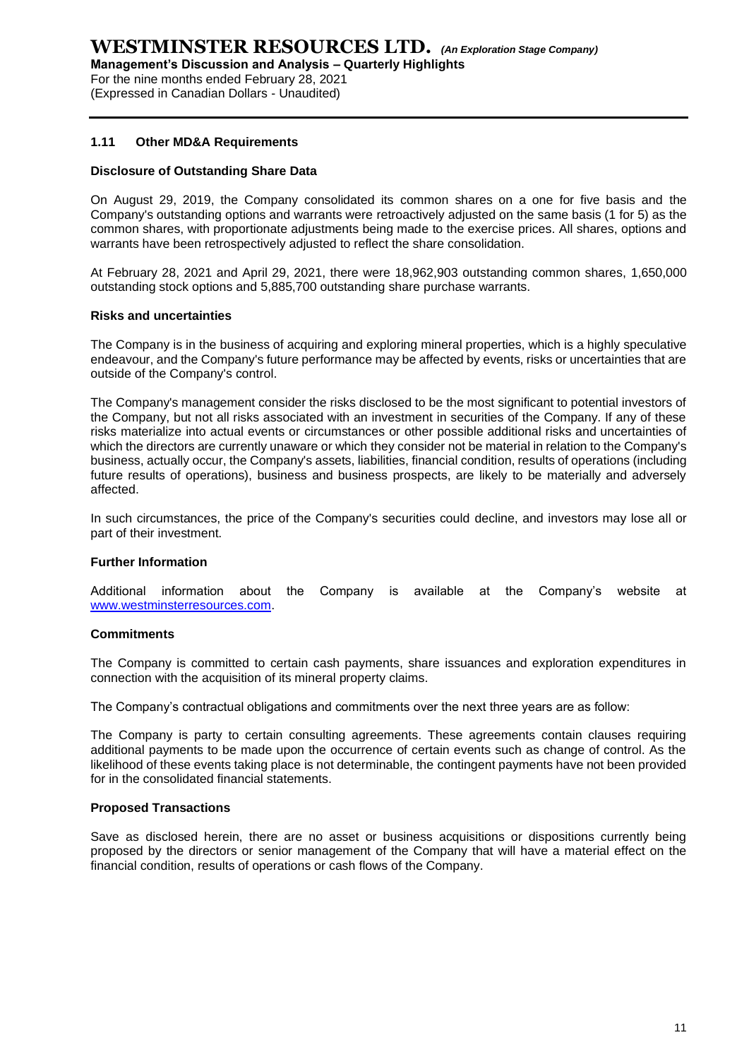### 1.11 Other MD&A Requirements

**Disclosure of Outstanding Share Data**

On August 29, 2019, the Company consolidated its common shares on a one for five basis and the Company's outstanding options and warrants were retroactively adjusted on the same basis (1 for 5) as the common shares, with proportionate adjustments being made to the exercise prices. All shares, options and warrants have been retrospectively adjusted to reflect the share consolidation.

At February 28, 2021 and April 29, 2021, there were 18,962,903 outstanding common shares, 1,650,000 outstanding stock options and 5,885,700 outstanding share purchase warrants.

**Risks and uncertainties**

The Company is in the business of acquiring and exploring mineral properties, which is a highly speculative endeavour, and the Company's future performance may be affected by events, risks or uncertainties that are outside of the Company's control.

The Company's management consider the risks disclosed to be the most significant to potential investors of the Company, but not all risks associated with an investment in securities of the Company. If any of these risks materialize into actual events or circumstances or other possible additional risks and uncertainties of which the directors are currently unaware or which they consider not be material in relation to the Company's business, actually occur, the Company's assets, liabilities, financial condition, results of operations (including future results of operations), business and business prospects, are likely to be materially and adversely affected.

In such circumstances, the price of the Company's securities could decline, and investors may lose all or part of their investment.

**Further Information**

Additional information about the Company is available at the Company's website at [www.westminsterresources.com](www.westminsterresources.com).

**Commitments**

The Company is committed to certain cash payments, share issuances and exploration expenditures in connection with the acquisition of its mineral property claims.

The Company's contractual obligations and commitments over the next three years are as follow:

The Company is party to certain consulting agreements. These agreements contain clauses requiring additional payments to be made upon the occurrence of certain events such as change of control. As the likelihood of these events taking place is not determinable, the contingent payments have not been provided for in the consolidated financial statements.

**Proposed Transactions**

Save as disclosed herein, there are no asset or business acquisitions or dispositions currently being proposed by the directors or senior management of the Company that will have a material effect on the financial condition, results of operations or cash flows of the Company.